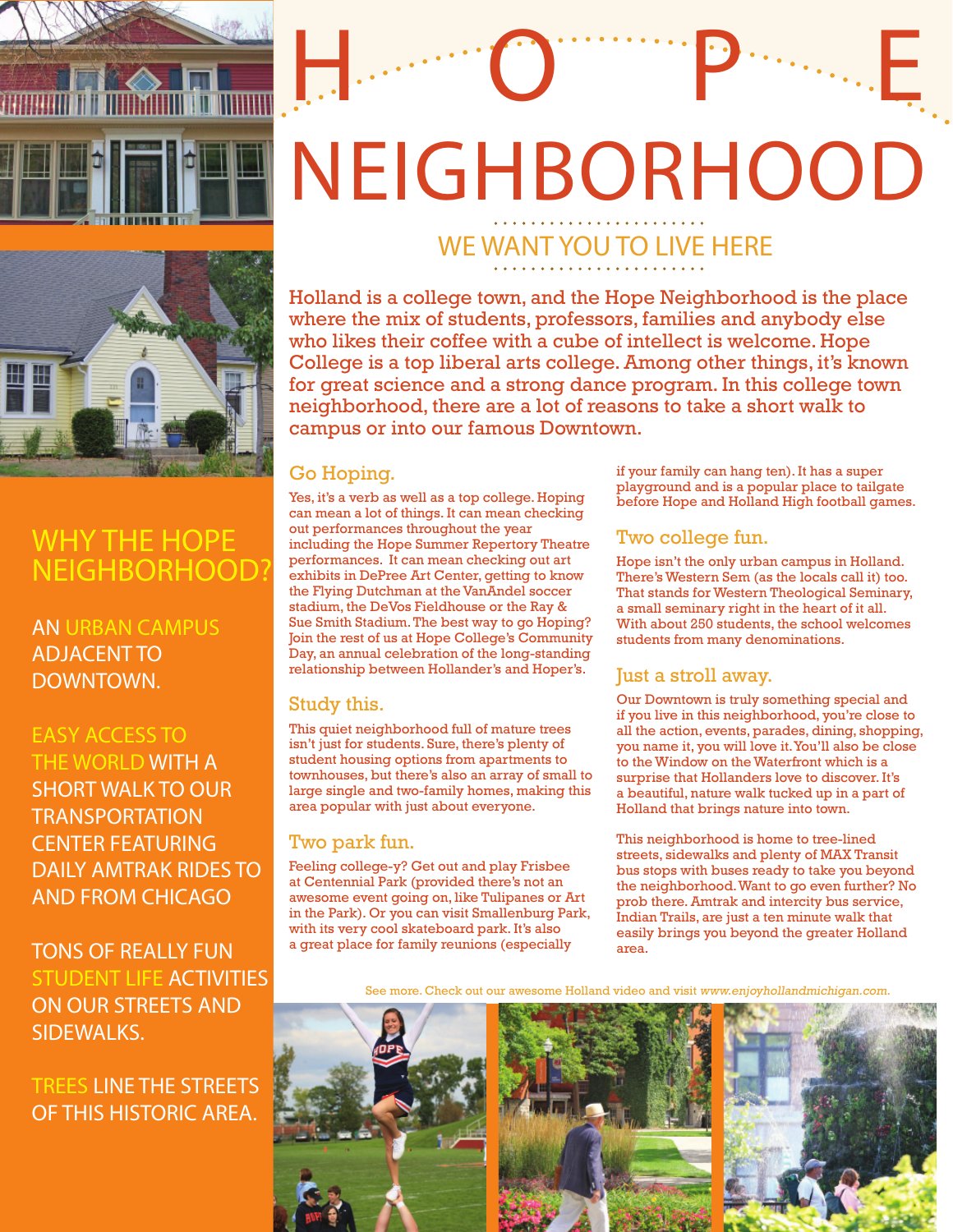# HOPE NEIGHBORHOOD

## WE WANT YOU TO LIVE HERE

Holland is a college town, and the Hope Neighborhood is the place where the mix of students, professors, families and anybody else who likes their coffee with a cube of intellect is welcome. Hope College is a top liberal arts college. Among other things, it's known for great science and a strong dance program. In this college town neighborhood, there are a lot of reasons to take a short walk to campus or into our famous Downtown.

## WHY THE HOPE NEIGHBORHOOD?

AN URBAN CAMPUS ADJACENT TO DOWNTOWN.

EASY ACCESS TO THE WORLD WITH A SHORT WALK TO OUR TRANSPORTATION CENTER FEATURING DAILY AMTRAK RIDES TO AND FROM CHICAGO

TONS OF REALLY FUN STUDENT LIFE ACTIVITIES ON OUR STREETS AND SIDEWALKS.

TREES LINE THE STREETS OF THIS HISTORIC AREA.

### Go Hoping.

Yes, it's a verb as well as a top college. Hoping can mean a lot of things. It can mean checking out performances throughout the year including the Hope Summer Repertory Theatre performances. It can mean checking out art exhibits in DePree Art Center, getting to know the Flying Dutchman at the VanAndel soccer stadium, the DeVos Fieldhouse or the Ray & Sue Smith Stadium. The best way to go Hoping? Join the rest of us at Hope College's Community Day, an annual celebration of the long-standing relationship between Hollander's and Hoper's.

### Study this.

This quiet neighborhood full of mature trees isn't just for students. Sure, there's plenty of student housing options from apartments to townhouses, but there's also an array of small to large single and two-family homes, making this area popular with just about everyone.

### Two park fun.

Feeling college-y? Get out and play Frisbee at Centennial Park (provided there's not an awesome event going on, like Tulipanes or Art in the Park). Or you can visit Smallenburg Park, with its very cool skateboard park. It's also a great place for family reunions (especially if your family can hang ten). It has a super playground and is a popular place to tailgate before Hope and Holland High football games.

### Two college fun.

Hope isn't the only urban campus in Holland. There's Western Sem (as the locals call it) too. That stands for Western Theological Seminary, a small seminary right in the heart of it all. With about 250 students, the school welcomes students from many denominations.

### Just a stroll away.

Our Downtown is truly something special and if you live in this neighborhood, you're close to all the action, events, parades, dining, shopping, you name it, you will love it. You'll also be close to the Window on the Waterfront which is a surprise that Hollanders love to discover. It's a beautiful, nature walk tucked up in a part of Holland that brings nature into town.

This neighborhood is home to tree-lined streets, sidewalks and plenty of MAX Transit bus stops with buses ready to take you beyond the neighborhood. Want to go even further? No prob there. Amtrak and intercity bus service, Indian Trails, are just a ten minute walk that easily brings you beyond the greater Holland area.

See more. Check out our awesome Holland video and visit *www.enjoyhollandmichigan.com*.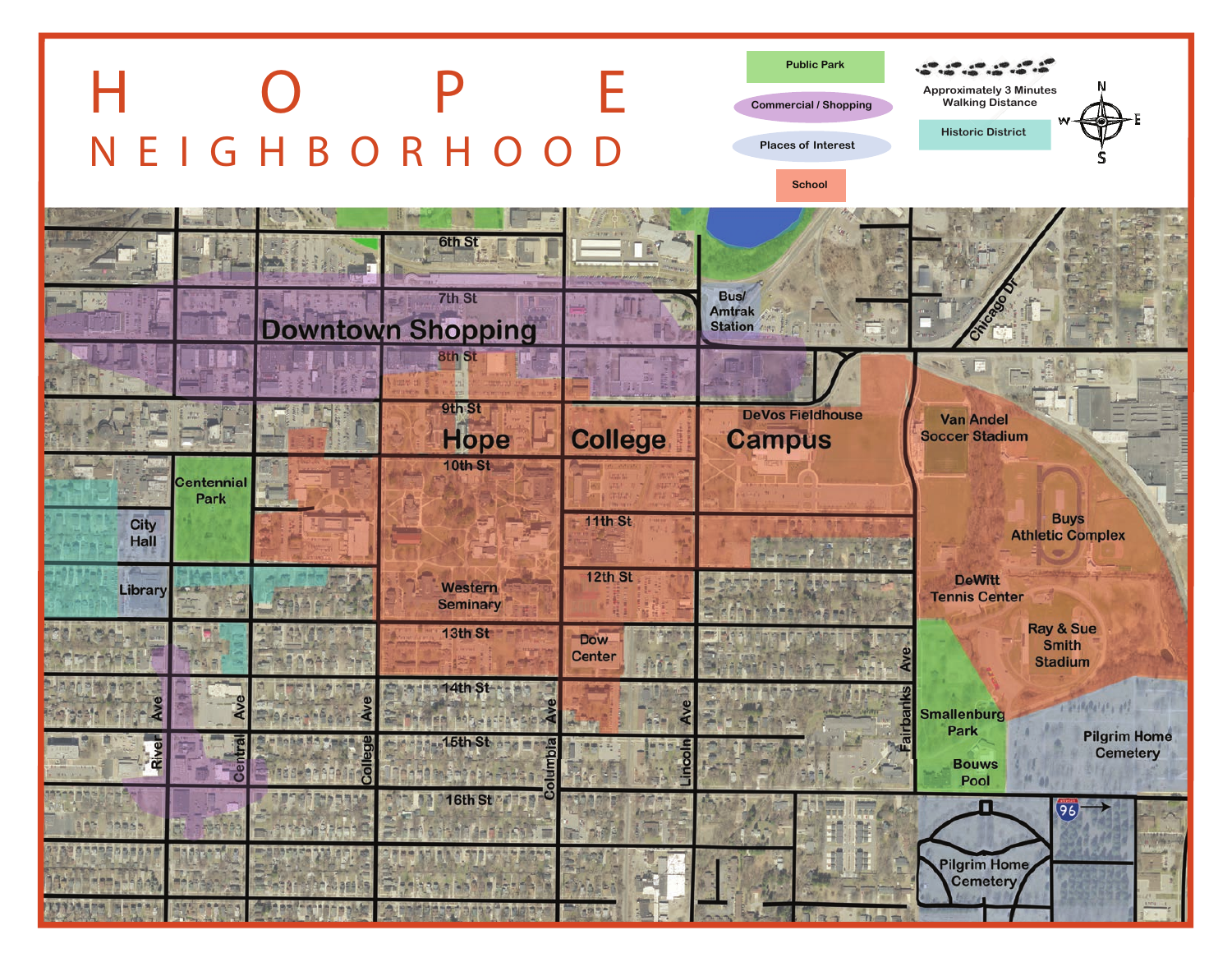# HOPE NEIGHBORHOOD

Public Park

Commercial / Shopping

Places of Interest

School

Approximately 3 Minutes Walking Distance

Historic District

N

W

E

S

6th St

7th St

Downtown Shopping

Bus/ Amtrak Station

8th St

9th St

Hope

College

Campus

DeVos Fieldhouse

10th St

Van Andel Soccer Stadium

Chicago Dr

Centennial Park

City Hall

Library

11th St

Buys Athletic Complex

12th St

DeWitt Tennis Center

Western Seminary

13th St

Dow Center

Ray & Sue Smith Stadium

14th St

Smallenburg Park

Pilgrim Home Cemetery

15th St

Bouws Pool

16th St

River Ave

Central Ave

College Ave

Columbia Ave

Lincoln Ave

Fairbanks Ave

96

Pilgrim Home Cemetery